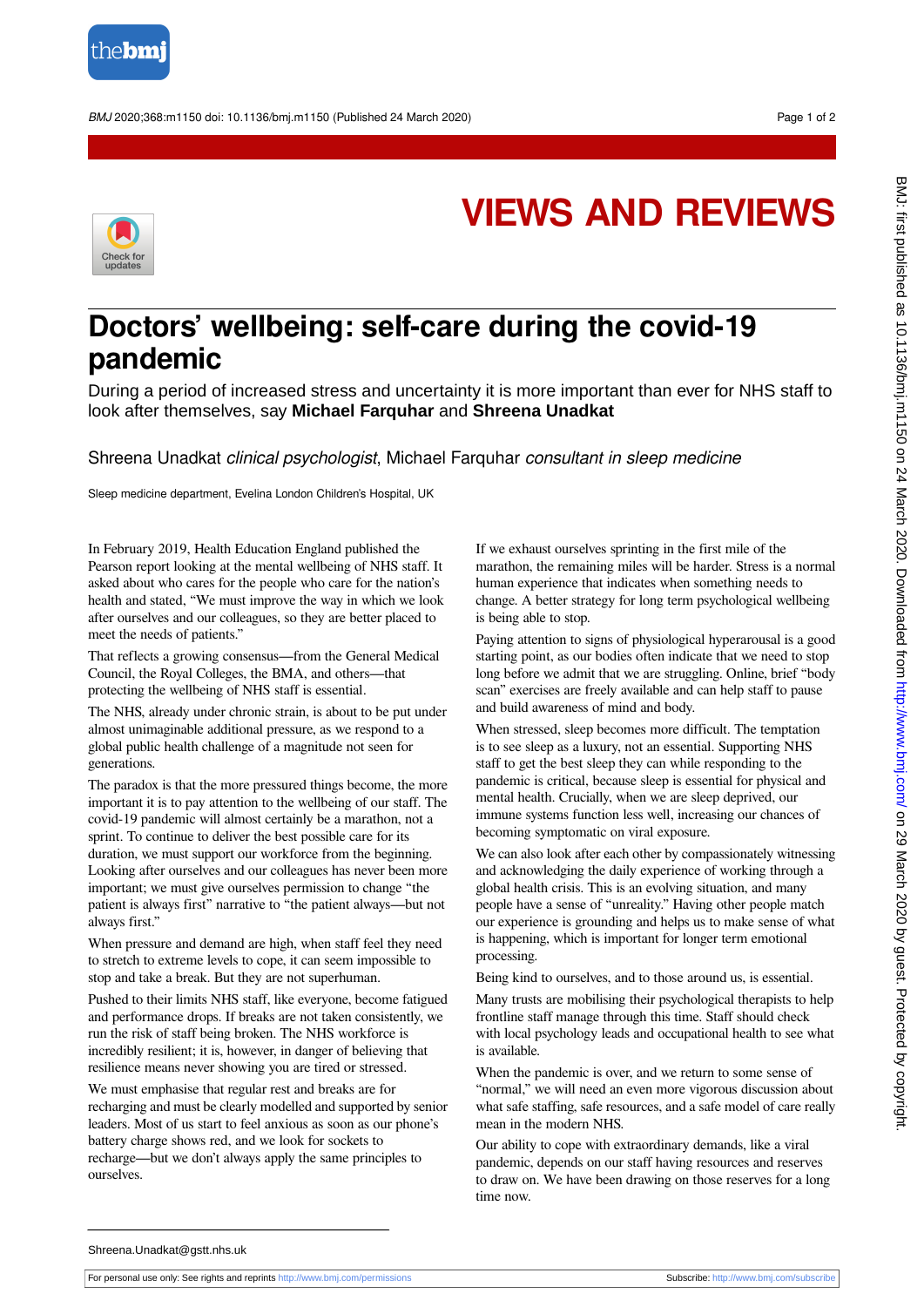# VIEWS AND REVIEWS

# Doctors' wellbeing: self-care during the covid-19 pandemic

During a period of increased stress and uncertainty it is more important than ever for NHS staff to look after themselves, say **Michael Farquhar** and **Shreena Unadkat**

Shreena Unadkat *clinical psychologist*, Michael Farquhar *consultant in sleep medicine*

Sleep medicine department, Evelina London Children's Hospital, UK

In February 2019, Health Education England published the Pearson report looking at the mental wellbeing of NHS staff. It asked about who cares for the people who care for the nation's health and stated, "We must improve the way in which we look after ourselves and our colleagues, so they are better placed to meet the needs of patients."

That reflects a growing consensus—from the General Medical Council, the Royal Colleges, the BMA, and others—that protecting the wellbeing of NHS staff is essential.

The NHS, already under chronic strain, is about to be put under almost unimaginable additional pressure, as we respond to a global public health challenge of a magnitude not seen for generations.

The paradox is that the more pressured things become, the more important it is to pay attention to the wellbeing of our staff. The covid-19 pandemic will almost certainly be a marathon, not a sprint. To continue to deliver the best possible care for its duration, we must support our workforce from the beginning. Looking after ourselves and our colleagues has never been more important; we must give ourselves permission to change "the patient is always first" narrative to "the patient always—but not always first."

When pressure and demand are high, when staff feel they need to stretch to extreme levels to cope, it can seem impossible to stop and take a break. But they are not superhuman.

Pushed to their limits NHS staff, like everyone, become fatigued and performance drops. If breaks are not taken consistently, we run the risk of staff being broken. The NHS workforce is incredibly resilient; it is, however, in danger of believing that resilience means never showing you are tired or stressed.

We must emphasise that regular rest and breaks are for recharging and must be clearly modelled and supported by senior leaders. Most of us start to feel anxious as soon as our phone's battery charge shows red, and we look for sockets to recharge—but we don't always apply the same principles to ourselves.

If we exhaust ourselves sprinting in the first mile of the marathon, the remaining miles will be harder. Stress is a normal human experience that indicates when something needs to change. A better strategy for long term psychological wellbeing is being able to stop.

Paying attention to signs of physiological hyperarousal is a good starting point, as our bodies often indicate that we need to stop long before we admit that we are struggling. Online, brief "body scan" exercises are freely available and can help staff to pause and build awareness of mind and body.

When stressed, sleep becomes more difficult. The temptation is to see sleep as a luxury, not an essential. Supporting NHS staff to get the best sleep they can while responding to the pandemic is critical, because sleep is essential for physical and mental health. Crucially, when we are sleep deprived, our immune systems function less well, increasing our chances of becoming symptomatic on viral exposure.

We can also look after each other by compassionately witnessing and acknowledging the daily experience of working through a global health crisis. This is an evolving situation, and many people have a sense of "unreality." Having other people match our experience is grounding and helps us to make sense of what is happening, which is important for longer term emotional processing.

Being kind to ourselves, and to those around us, is essential.

Many trusts are mobilising their psychological therapists to help frontline staff manage through this time. Staff should check with local psychology leads and occupational health to see what is available.

When the pandemic is over, and we return to some sense of "normal," we will need an even more vigorous discussion about what safe staffing, safe resources, and a safe model of care really mean in the modern NHS.

Our ability to cope with extraordinary demands, like a viral pandemic, depends on our staff having resources and reserves to draw on. We have been drawing on those reserves for a long time now.

Shreena.Unadkat@gstt.nhs.uk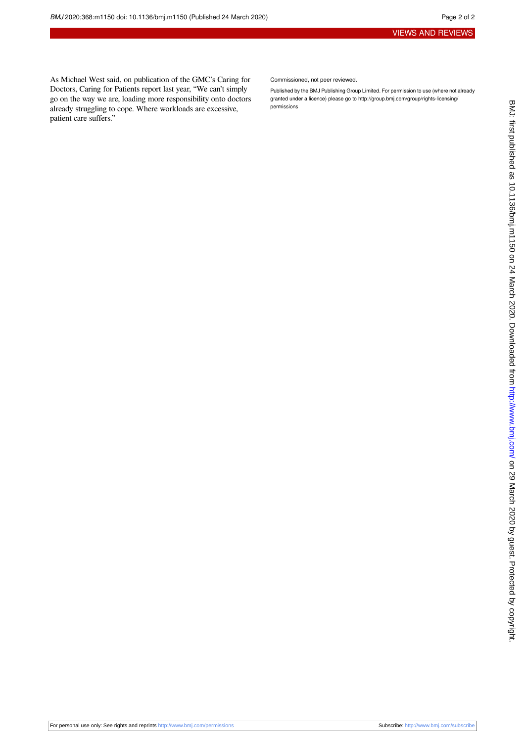As Michael West said, on publication of the GMC's Caring for Doctors, Caring for Patients report last year, "We can't simply go on the way we are, loading more responsibility onto doctors already struggling to cope. Where workloads are excessive, patient care suffers."

Commissioned, not peer reviewed.

Published by the BMJ Publishing Group Limited. For permission to use (where not already granted under a licence) please go to http://group.bmj.com/group/rights-licensing/permissions